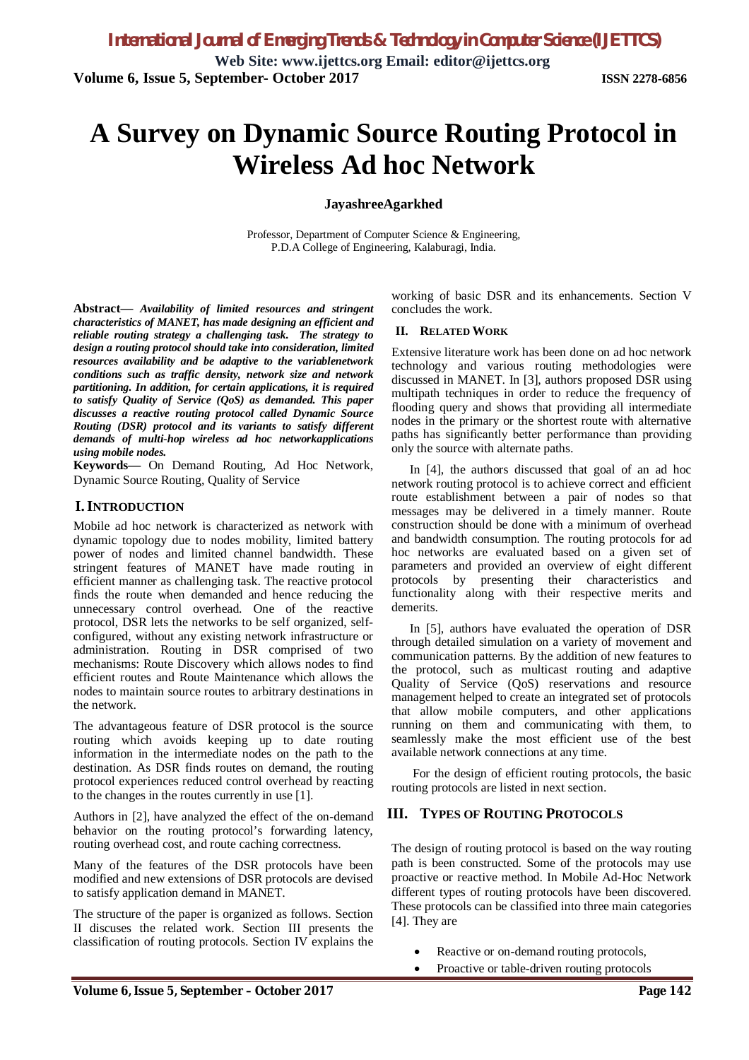# A Survey on Dynamic Source Routing Protocol in Wireless Ad hoc Network

**JayashreeAgarkhed**

Professor, Department of Computer Science & Engineering,
P.D.A College of Engineering, Kalaburagi, India.

**Abstract—** ***Availability of limited resources and stringent characteristics of MANET, has made designing an efficient and reliable routing strategy a challenging task. The strategy to design a routing protocol should take into consideration, limited resources availability and be adaptive to the variablenetwork conditions such as traffic density, network size and network partitioning. In addition, for certain applications, it is required to satisfy Quality of Service (QoS) as demanded. This paper discusses a reactive routing protocol called Dynamic Source Routing (DSR) protocol and its variants to satisfy different demands of multi-hop wireless ad hoc networkapplications using mobile nodes.***

**Keywords—** On Demand Routing, Ad Hoc Network, Dynamic Source Routing, Quality of Service

## I. INTRODUCTION

Mobile ad hoc network is characterized as network with dynamic topology due to nodes mobility, limited battery power of nodes and limited channel bandwidth. These stringent features of MANET have made routing in efficient manner as challenging task. The reactive protocol finds the route when demanded and hence reducing the unnecessary control overhead. One of the reactive protocol, DSR lets the networks to be self organized, self-configured, without any existing network infrastructure or administration. Routing in DSR comprised of two mechanisms: Route Discovery which allows nodes to find efficient routes and Route Maintenance which allows the nodes to maintain source routes to arbitrary destinations in the network.

The advantageous feature of DSR protocol is the source routing which avoids keeping up to date routing information in the intermediate nodes on the path to the destination. As DSR finds routes on demand, the routing protocol experiences reduced control overhead by reacting to the changes in the routes currently in use [1].

Authors in [2], have analyzed the effect of the on-demand behavior on the routing protocol's forwarding latency, routing overhead cost, and route caching correctness.

Many of the features of the DSR protocols have been modified and new extensions of DSR protocols are devised to satisfy application demand in MANET.

The structure of the paper is organized as follows. Section II discuses the related work. Section III presents the classification of routing protocols. Section IV explains the working of basic DSR and its enhancements. Section V concludes the work.

## II. RELATED WORK

Extensive literature work has been done on ad hoc network technology and various routing methodologies were discussed in MANET. In [3], authors proposed DSR using multipath techniques in order to reduce the frequency of flooding query and shows that providing all intermediate nodes in the primary or the shortest route with alternative paths has significantly better performance than providing only the source with alternate paths.

In [4], the authors discussed that goal of an ad hoc network routing protocol is to achieve correct and efficient route establishment between a pair of nodes so that messages may be delivered in a timely manner. Route construction should be done with a minimum of overhead and bandwidth consumption. The routing protocols for ad hoc networks are evaluated based on a given set of parameters and provided an overview of eight different protocols by presenting their characteristics and functionality along with their respective merits and demerits.

In [5], authors have evaluated the operation of DSR through detailed simulation on a variety of movement and communication patterns. By the addition of new features to the protocol, such as multicast routing and adaptive Quality of Service (QoS) reservations and resource management helped to create an integrated set of protocols that allow mobile computers, and other applications running on them and communicating with them, to seamlessly make the most efficient use of the best available network connections at any time.

For the design of efficient routing protocols, the basic routing protocols are listed in next section.

## III. TYPES OF ROUTING PROTOCOLS

The design of routing protocol is based on the way routing path is been constructed. Some of the protocols may use proactive or reactive method. In Mobile Ad-Hoc Network different types of routing protocols have been discovered. These protocols can be classified into three main categories [4]. They are

- Reactive or on-demand routing protocols,
- Proactive or table-driven routing protocols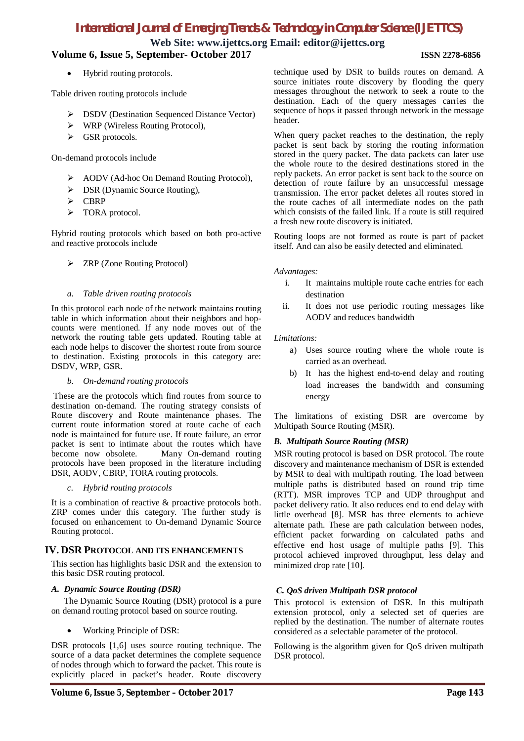- Hybrid routing protocols.

Table driven routing protocols include

- ➢ DSDV (Destination Sequenced Distance Vector)
- ➢ WRP (Wireless Routing Protocol),
- ➢ GSR protocols.

On-demand protocols include

- ➢ AODV (Ad-hoc On Demand Routing Protocol),
- ➢ DSR (Dynamic Source Routing),
- ➢ CBRP
- ➢ TORA protocol.

Hybrid routing protocols which based on both pro-active and reactive protocols include

- ➢ ZRP (Zone Routing Protocol)

*a. Table driven routing protocols*

In this protocol each node of the network maintains routing table in which information about their neighbors and hop-counts were mentioned. If any node moves out of the network the routing table gets updated. Routing table at each node helps to discover the shortest route from source to destination. Existing protocols in this category are: DSDV, WRP, GSR.

*b. On-demand routing protocols*

These are the protocols which find routes from source to destination on-demand. The routing strategy consists of Route discovery and Route maintenance phases. The current route information stored at route cache of each node is maintained for future use. If route failure, an error packet is sent to intimate about the routes which have become now obsolete. Many On-demand routing protocols have been proposed in the literature including DSR, AODV, CBRP, TORA routing protocols.

*c. Hybrid routing protocols*

It is a combination of reactive & proactive protocols both. ZRP comes under this category. The further study is focused on enhancement to On-demand Dynamic Source Routing protocol.

## IV. DSR PROTOCOL AND ITS ENHANCEMENTS

This section has highlights basic DSR and the extension to this basic DSR routing protocol.

### *A. Dynamic Source Routing (DSR)*

The Dynamic Source Routing (DSR) protocol is a pure on demand routing protocol based on source routing.

- Working Principle of DSR:

DSR protocols [1,6] uses source routing technique. The source of a data packet determines the complete sequence of nodes through which to forward the packet. This route is explicitly placed in packet's header. Route discovery technique used by DSR to builds routes on demand. A source initiates route discovery by flooding the query messages throughout the network to seek a route to the destination. Each of the query messages carries the sequence of hops it passed through network in the message header.

When query packet reaches to the destination, the reply packet is sent back by storing the routing information stored in the query packet. The data packets can later use the whole route to the desired destinations stored in the reply packets. An error packet is sent back to the source on detection of route failure by an unsuccessful message transmission. The error packet deletes all routes stored in the route caches of all intermediate nodes on the path which consists of the failed link. If a route is still required a fresh new route discovery is initiated.

Routing loops are not formed as route is part of packet itself. And can also be easily detected and eliminated.

*Advantages:*

1. It maintains multiple route cache entries for each destination
2. It does not use periodic routing messages like AODV and reduces bandwidth

*Limitations:*

a) Uses source routing where the whole route is carried as an overhead.

b) It has the highest end-to-end delay and routing load increases the bandwidth and consuming energy

The limitations of existing DSR are overcome by Multipath Source Routing (MSR).

### *B. Multipath Source Routing (MSR)*

MSR routing protocol is based on DSR protocol. The route discovery and maintenance mechanism of DSR is extended by MSR to deal with multipath routing. The load between multiple paths is distributed based on round trip time (RTT). MSR improves TCP and UDP throughput and packet delivery ratio. It also reduces end to end delay with little overhead [8]. MSR has three elements to achieve alternate path. These are path calculation between nodes, efficient packet forwarding on calculated paths and effective end host usage of multiple paths [9]. This protocol achieved improved throughput, less delay and minimized drop rate [10].

### *C. QoS driven Multipath DSR protocol*

This protocol is extension of DSR. In this multipath extension protocol, only a selected set of queries are replied by the destination. The number of alternate routes considered as a selectable parameter of the protocol.

Following is the algorithm given for QoS driven multipath DSR protocol.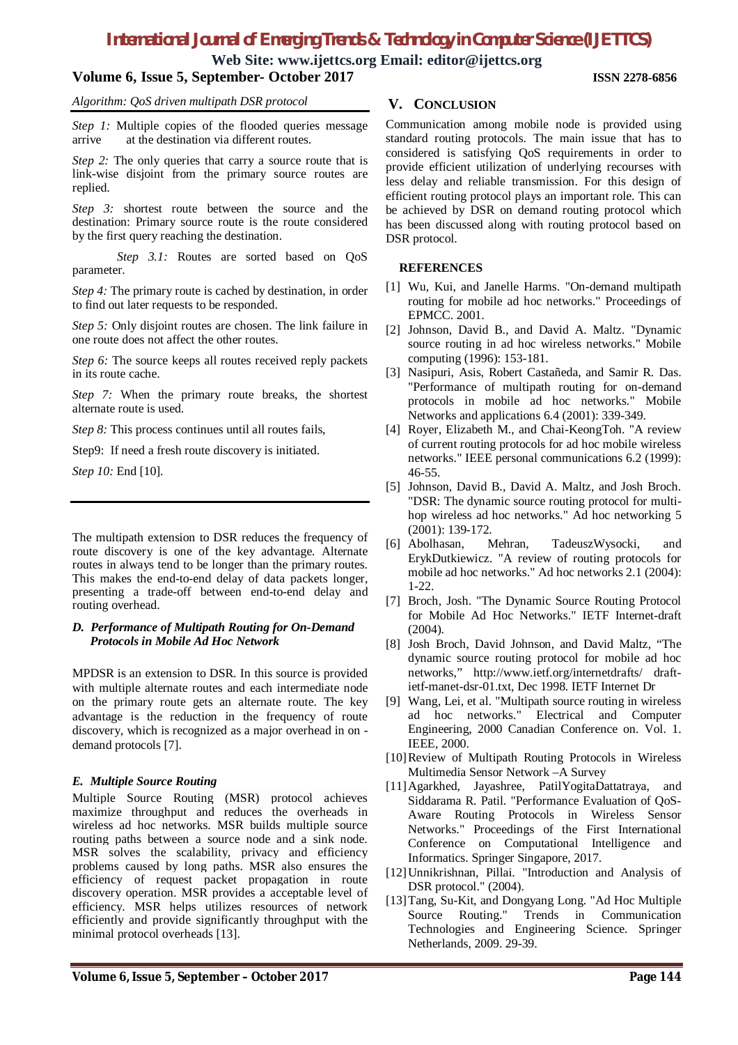*Algorithm: QoS driven multipath DSR protocol*

*Step 1:* Multiple copies of the flooded queries message arrive at the destination via different routes.

*Step 2:* The only queries that carry a source route that is link-wise disjoint from the primary source routes are replied.

*Step 3:* shortest route between the source and the destination: Primary source route is the route considered by the first query reaching the destination.

*Step 3.1:* Routes are sorted based on QoS parameter.

*Step 4:* The primary route is cached by destination, in order to find out later requests to be responded.

*Step 5:* Only disjoint routes are chosen. The link failure in one route does not affect the other routes.

*Step 6:* The source keeps all routes received reply packets in its route cache.

*Step 7:* When the primary route breaks, the shortest alternate route is used.

*Step 8:* This process continues until all routes fails,

Step9: If need a fresh route discovery is initiated.

*Step 10:* End [10].

The multipath extension to DSR reduces the frequency of route discovery is one of the key advantage. Alternate routes in always tend to be longer than the primary routes. This makes the end-to-end delay of data packets longer, presenting a trade-off between end-to-end delay and routing overhead.

### *D. Performance of Multipath Routing for On-Demand Protocols in Mobile Ad Hoc Network*

MPDSR is an extension to DSR. In this source is provided with multiple alternate routes and each intermediate node on the primary route gets an alternate route. The key advantage is the reduction in the frequency of route discovery, which is recognized as a major overhead in on - demand protocols [7].

### *E. Multiple Source Routing*

Multiple Source Routing (MSR) protocol achieves maximize throughput and reduces the overheads in wireless ad hoc networks. MSR builds multiple source routing paths between a source node and a sink node. MSR solves the scalability, privacy and efficiency problems caused by long paths. MSR also ensures the efficiency of request packet propagation in route discovery operation. MSR provides a acceptable level of efficiency. MSR helps utilizes resources of network efficiently and provide significantly throughput with the minimal protocol overheads [13].

## V. Conclusion

Communication among mobile node is provided using standard routing protocols. The main issue that has to considered is satisfying QoS requirements in order to provide efficient utilization of underlying recourses with less delay and reliable transmission. For this design of efficient routing protocol plays an important role. This can be achieved by DSR on demand routing protocol which has been discussed along with routing protocol based on DSR protocol.

## References

[1] Wu, Kui, and Janelle Harms. "On-demand multipath routing for mobile ad hoc networks." Proceedings of EPMCC. 2001.

[2] Johnson, David B., and David A. Maltz. "Dynamic source routing in ad hoc wireless networks." Mobile computing (1996): 153-181.

[3] Nasipuri, Asis, Robert Castañeda, and Samir R. Das. "Performance of multipath routing for on-demand protocols in mobile ad hoc networks." Mobile Networks and applications 6.4 (2001): 339-349.

[4] Royer, Elizabeth M., and Chai-KeongToh. "A review of current routing protocols for ad hoc mobile wireless networks." IEEE personal communications 6.2 (1999): 46-55.

[5] Johnson, David B., David A. Maltz, and Josh Broch. "DSR: The dynamic source routing protocol for multi-hop wireless ad hoc networks." Ad hoc networking 5 (2001): 139-172.

[6] Abolhasan, Mehran, TadeuszWysocki, and ErykDutkiewicz. "A review of routing protocols for mobile ad hoc networks." Ad hoc networks 2.1 (2004): 1-22.

[7] Broch, Josh. "The Dynamic Source Routing Protocol for Mobile Ad Hoc Networks." IETF Internet-draft (2004).

[8] Josh Broch, David Johnson, and David Maltz, "The dynamic source routing protocol for mobile ad hoc networks," http://www.ietf.org/internetdrafts/ draft-ietf-manet-dsr-01.txt, Dec 1998. IETF Internet Dr

[9] Wang, Lei, et al. "Multipath source routing in wireless ad hoc networks." Electrical and Computer Engineering, 2000 Canadian Conference on. Vol. 1. IEEE, 2000.

[10] Review of Multipath Routing Protocols in Wireless Multimedia Sensor Network –A Survey

[11] Agarkhed, Jayashree, PatilYogitaDattatraya, and Siddarama R. Patil. "Performance Evaluation of QoS-Aware Routing Protocols in Wireless Sensor Networks." Proceedings of the First International Conference on Computational Intelligence and Informatics. Springer Singapore, 2017.

[12] Unnikrishnan, Pillai. "Introduction and Analysis of DSR protocol." (2004).

[13] Tang, Su-Kit, and Dongyang Long. "Ad Hoc Multiple Source Routing." Trends in Communication Technologies and Engineering Science. Springer Netherlands, 2009. 29-39.